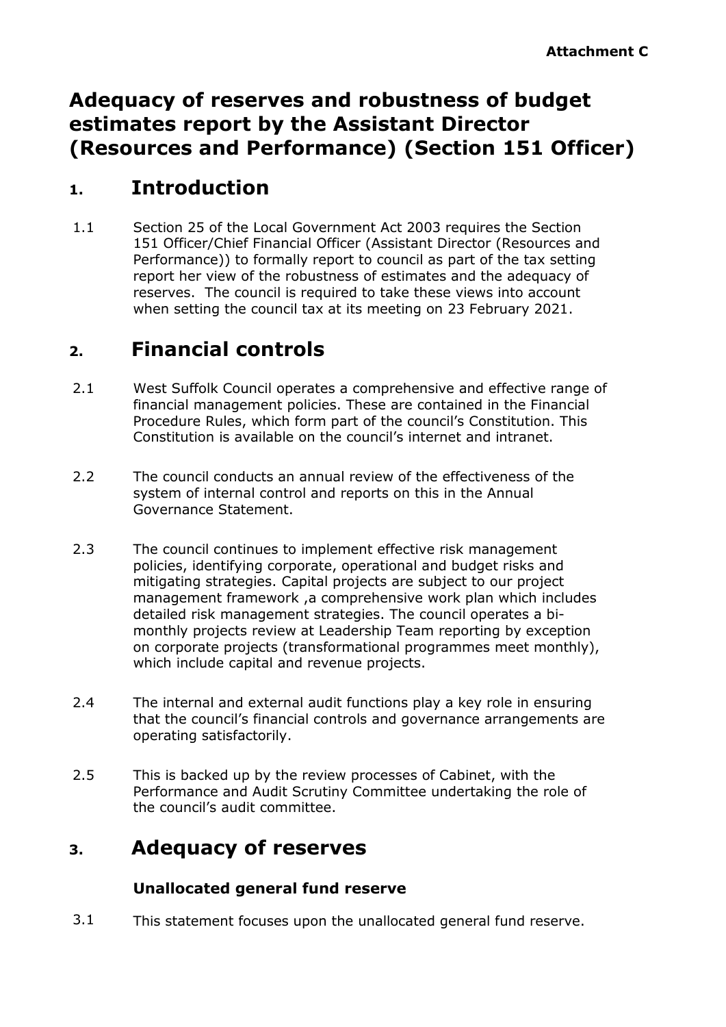**Attachment C**

# Adequacy of reserves and robustness of budget estimates report by the Assistant Director (Resources and Performance) (Section 151 Officer)

## 1. Introduction

1.1 Section 25 of the Local Government Act 2003 requires the Section 151 Officer/Chief Financial Officer (Assistant Director (Resources and Performance)) to formally report to council as part of the tax setting report her view of the robustness of estimates and the adequacy of reserves. The council is required to take these views into account when setting the council tax at its meeting on 23 February 2021.

## 2. Financial controls

2.1 West Suffolk Council operates a comprehensive and effective range of financial management policies. These are contained in the Financial Procedure Rules, which form part of the council's Constitution. This Constitution is available on the council's internet and intranet.

2.2 The council conducts an annual review of the effectiveness of the system of internal control and reports on this in the Annual Governance Statement.

2.3 The council continues to implement effective risk management policies, identifying corporate, operational and budget risks and mitigating strategies. Capital projects are subject to our project management framework ,a comprehensive work plan which includes detailed risk management strategies. The council operates a bi-monthly projects review at Leadership Team reporting by exception on corporate projects (transformational programmes meet monthly), which include capital and revenue projects.

2.4 The internal and external audit functions play a key role in ensuring that the council's financial controls and governance arrangements are operating satisfactorily.

2.5 This is backed up by the review processes of Cabinet, with the Performance and Audit Scrutiny Committee undertaking the role of the council's audit committee.

## 3. Adequacy of reserves

### Unallocated general fund reserve

3.1 This statement focuses upon the unallocated general fund reserve.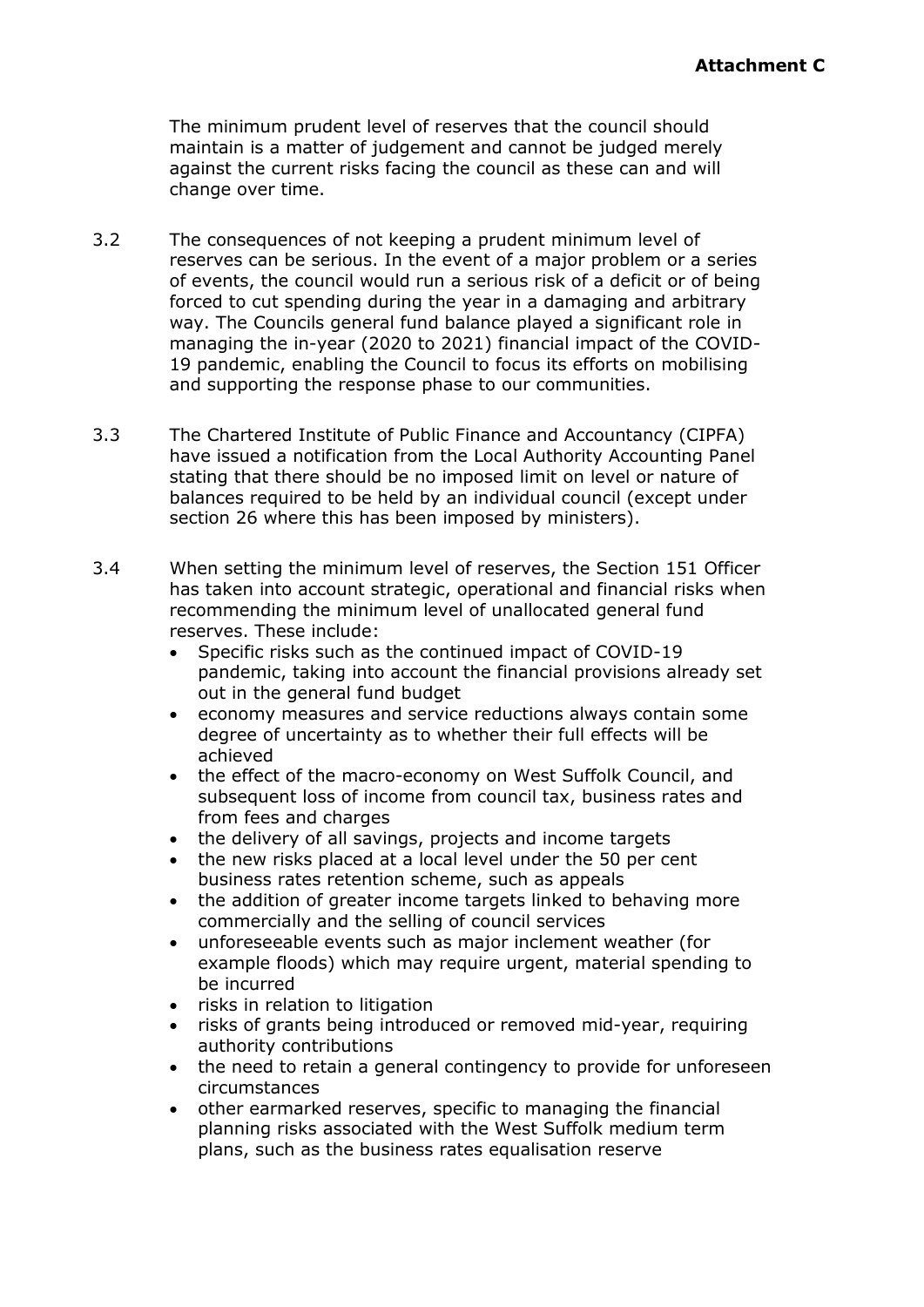The minimum prudent level of reserves that the council should maintain is a matter of judgement and cannot be judged merely against the current risks facing the council as these can and will change over time.

3.2 The consequences of not keeping a prudent minimum level of reserves can be serious. In the event of a major problem or a series of events, the council would run a serious risk of a deficit or of being forced to cut spending during the year in a damaging and arbitrary way. The Councils general fund balance played a significant role in managing the in-year (2020 to 2021) financial impact of the COVID-19 pandemic, enabling the Council to focus its efforts on mobilising and supporting the response phase to our communities.

3.3 The Chartered Institute of Public Finance and Accountancy (CIPFA) have issued a notification from the Local Authority Accounting Panel stating that there should be no imposed limit on level or nature of balances required to be held by an individual council (except under section 26 where this has been imposed by ministers).

3.4 When setting the minimum level of reserves, the Section 151 Officer has taken into account strategic, operational and financial risks when recommending the minimum level of unallocated general fund reserves. These include:

- Specific risks such as the continued impact of COVID-19 pandemic, taking into account the financial provisions already set out in the general fund budget
- economy measures and service reductions always contain some degree of uncertainty as to whether their full effects will be achieved
- the effect of the macro-economy on West Suffolk Council, and subsequent loss of income from council tax, business rates and from fees and charges
- the delivery of all savings, projects and income targets
- the new risks placed at a local level under the 50 per cent business rates retention scheme, such as appeals
- the addition of greater income targets linked to behaving more commercially and the selling of council services
- unforeseeable events such as major inclement weather (for example floods) which may require urgent, material spending to be incurred
- risks in relation to litigation
- risks of grants being introduced or removed mid-year, requiring authority contributions
- the need to retain a general contingency to provide for unforeseen circumstances
- other earmarked reserves, specific to managing the financial planning risks associated with the West Suffolk medium term plans, such as the business rates equalisation reserve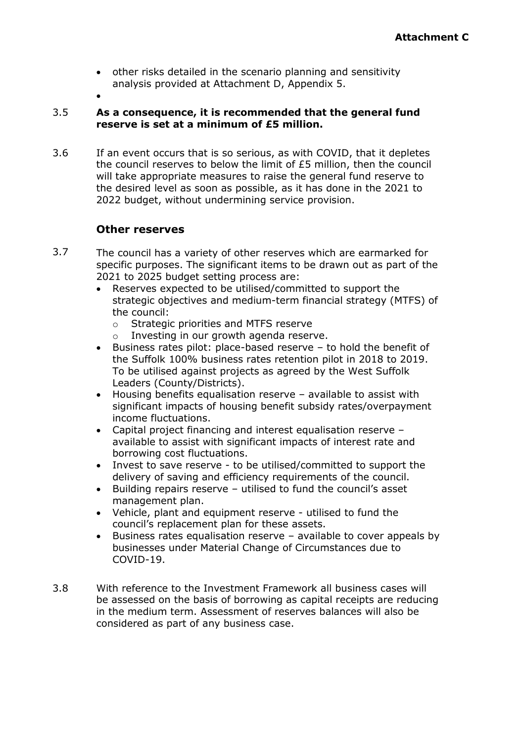- other risks detailed in the scenario planning and sensitivity analysis provided at Attachment D, Appendix 5.
- 

3.5 **As a consequence, it is recommended that the general fund reserve is set at a minimum of £5 million.**

3.6 If an event occurs that is so serious, as with COVID, that it depletes the council reserves to below the limit of £5 million, then the council will take appropriate measures to raise the general fund reserve to the desired level as soon as possible, as it has done in the 2021 to 2022 budget, without undermining service provision.

### Other reserves

3.7 The council has a variety of other reserves which are earmarked for specific purposes. The significant items to be drawn out as part of the 2021 to 2025 budget setting process are:

- Reserves expected to be utilised/committed to support the strategic objectives and medium-term financial strategy (MTFS) of the council:
  - Strategic priorities and MTFS reserve
  - Investing in our growth agenda reserve.
- Business rates pilot: place-based reserve – to hold the benefit of the Suffolk 100% business rates retention pilot in 2018 to 2019. To be utilised against projects as agreed by the West Suffolk Leaders (County/Districts).
- Housing benefits equalisation reserve – available to assist with significant impacts of housing benefit subsidy rates/overpayment income fluctuations.
- Capital project financing and interest equalisation reserve – available to assist with significant impacts of interest rate and borrowing cost fluctuations.
- Invest to save reserve - to be utilised/committed to support the delivery of saving and efficiency requirements of the council.
- Building repairs reserve – utilised to fund the council's asset management plan.
- Vehicle, plant and equipment reserve - utilised to fund the council's replacement plan for these assets.
- Business rates equalisation reserve – available to cover appeals by businesses under Material Change of Circumstances due to COVID-19.

3.8 With reference to the Investment Framework all business cases will be assessed on the basis of borrowing as capital receipts are reducing in the medium term. Assessment of reserves balances will also be considered as part of any business case.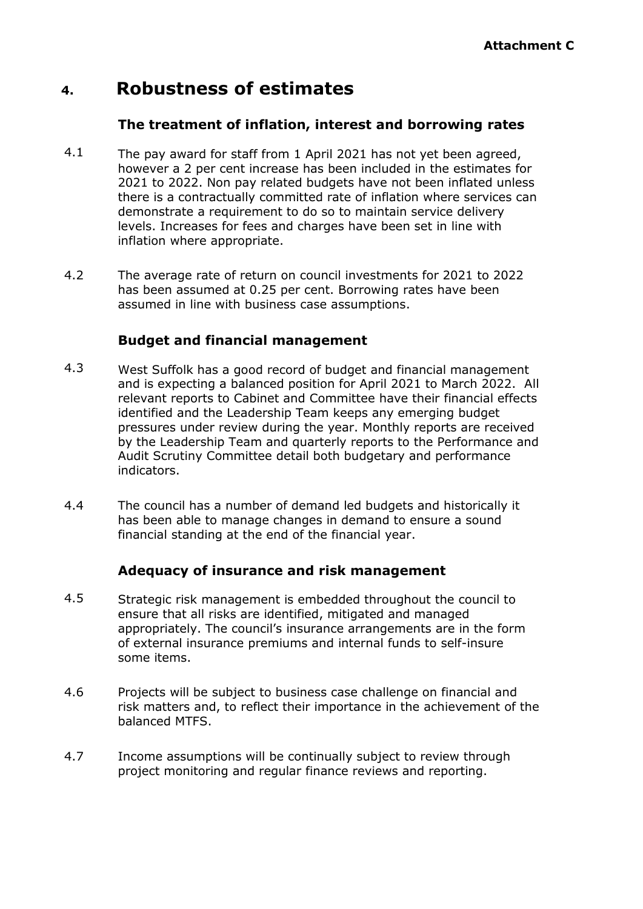**Attachment C**

# 4. Robustness of estimates

## The treatment of inflation, interest and borrowing rates

4.1 The pay award for staff from 1 April 2021 has not yet been agreed, however a 2 per cent increase has been included in the estimates for 2021 to 2022. Non pay related budgets have not been inflated unless there is a contractually committed rate of inflation where services can demonstrate a requirement to do so to maintain service delivery levels. Increases for fees and charges have been set in line with inflation where appropriate.

4.2 The average rate of return on council investments for 2021 to 2022 has been assumed at 0.25 per cent. Borrowing rates have been assumed in line with business case assumptions.

## Budget and financial management

4.3 West Suffolk has a good record of budget and financial management and is expecting a balanced position for April 2021 to March 2022. All relevant reports to Cabinet and Committee have their financial effects identified and the Leadership Team keeps any emerging budget pressures under review during the year. Monthly reports are received by the Leadership Team and quarterly reports to the Performance and Audit Scrutiny Committee detail both budgetary and performance indicators.

4.4 The council has a number of demand led budgets and historically it has been able to manage changes in demand to ensure a sound financial standing at the end of the financial year.

## Adequacy of insurance and risk management

4.5 Strategic risk management is embedded throughout the council to ensure that all risks are identified, mitigated and managed appropriately. The council's insurance arrangements are in the form of external insurance premiums and internal funds to self-insure some items.

4.6 Projects will be subject to business case challenge on financial and risk matters and, to reflect their importance in the achievement of the balanced MTFS.

4.7 Income assumptions will be continually subject to review through project monitoring and regular finance reviews and reporting.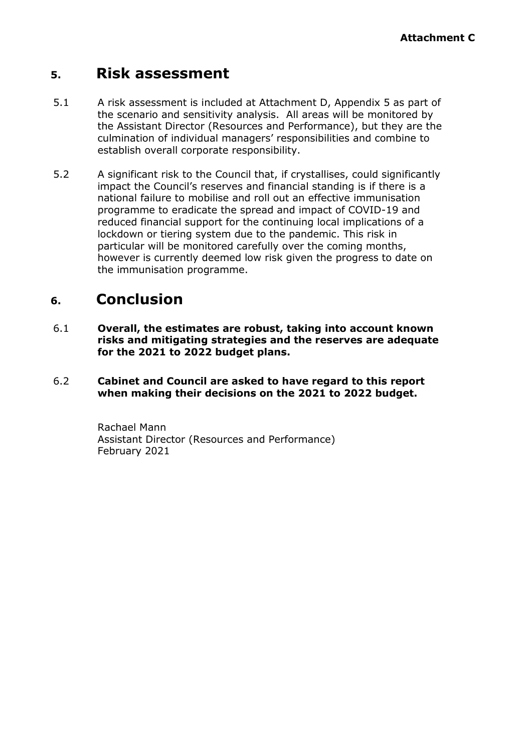**Attachment C**

## 5. Risk assessment

5.1 A risk assessment is included at Attachment D, Appendix 5 as part of the scenario and sensitivity analysis. All areas will be monitored by the Assistant Director (Resources and Performance), but they are the culmination of individual managers' responsibilities and combine to establish overall corporate responsibility.

5.2 A significant risk to the Council that, if crystallises, could significantly impact the Council's reserves and financial standing is if there is a national failure to mobilise and roll out an effective immunisation programme to eradicate the spread and impact of COVID-19 and reduced financial support for the continuing local implications of a lockdown or tiering system due to the pandemic. This risk in particular will be monitored carefully over the coming months, however is currently deemed low risk given the progress to date on the immunisation programme.

## 6. Conclusion

6.1 **Overall, the estimates are robust, taking into account known risks and mitigating strategies and the reserves are adequate for the 2021 to 2022 budget plans.**

6.2 **Cabinet and Council are asked to have regard to this report when making their decisions on the 2021 to 2022 budget.**

Rachael Mann
Assistant Director (Resources and Performance)
February 2021